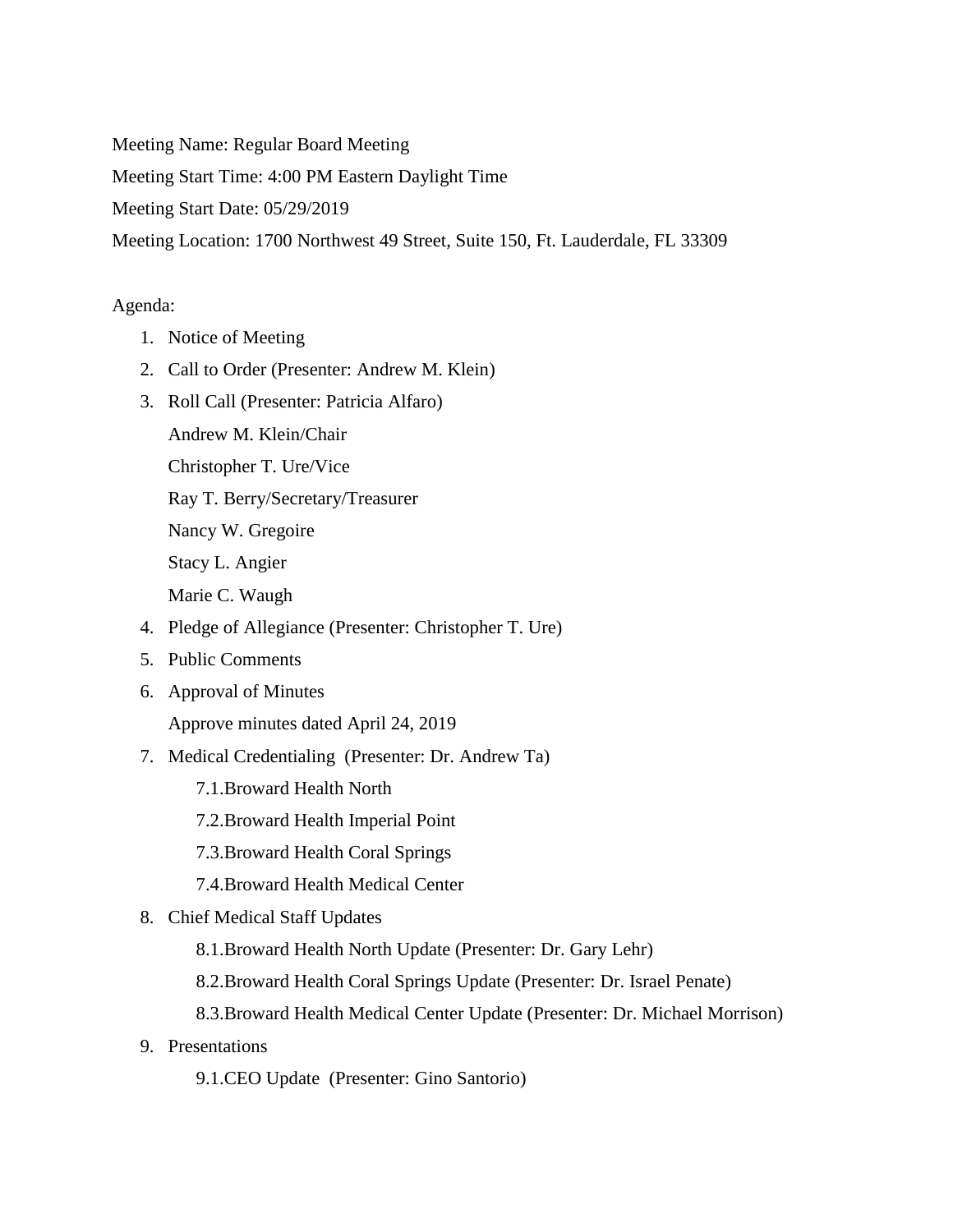Meeting Name: Regular Board Meeting

Meeting Start Time: 4:00 PM Eastern Daylight Time

Meeting Start Date: 05/29/2019

Meeting Location: 1700 Northwest 49 Street, Suite 150, Ft. Lauderdale, FL 33309

Agenda:

1. Notice of Meeting
2. Call to Order (Presenter: Andrew M. Klein)
3. Roll Call (Presenter: Patricia Alfaro)

   Andrew M. Klein/Chair

   Christopher T. Ure/Vice

   Ray T. Berry/Secretary/Treasurer

   Nancy W. Gregoire

   Stacy L. Angier

   Marie C. Waugh
4. Pledge of Allegiance (Presenter: Christopher T. Ure)
5. Public Comments
6. Approval of Minutes

   Approve minutes dated April 24, 2019
7. Medical Credentialing (Presenter: Dr. Andrew Ta)
   - 7.1.Broward Health North
   - 7.2.Broward Health Imperial Point
   - 7.3.Broward Health Coral Springs
   - 7.4.Broward Health Medical Center
8. Chief Medical Staff Updates
   - 8.1.Broward Health North Update (Presenter: Dr. Gary Lehr)
   - 8.2.Broward Health Coral Springs Update (Presenter: Dr. Israel Penate)
   - 8.3.Broward Health Medical Center Update (Presenter: Dr. Michael Morrison)
9. Presentations
   - 9.1.CEO Update (Presenter: Gino Santorio)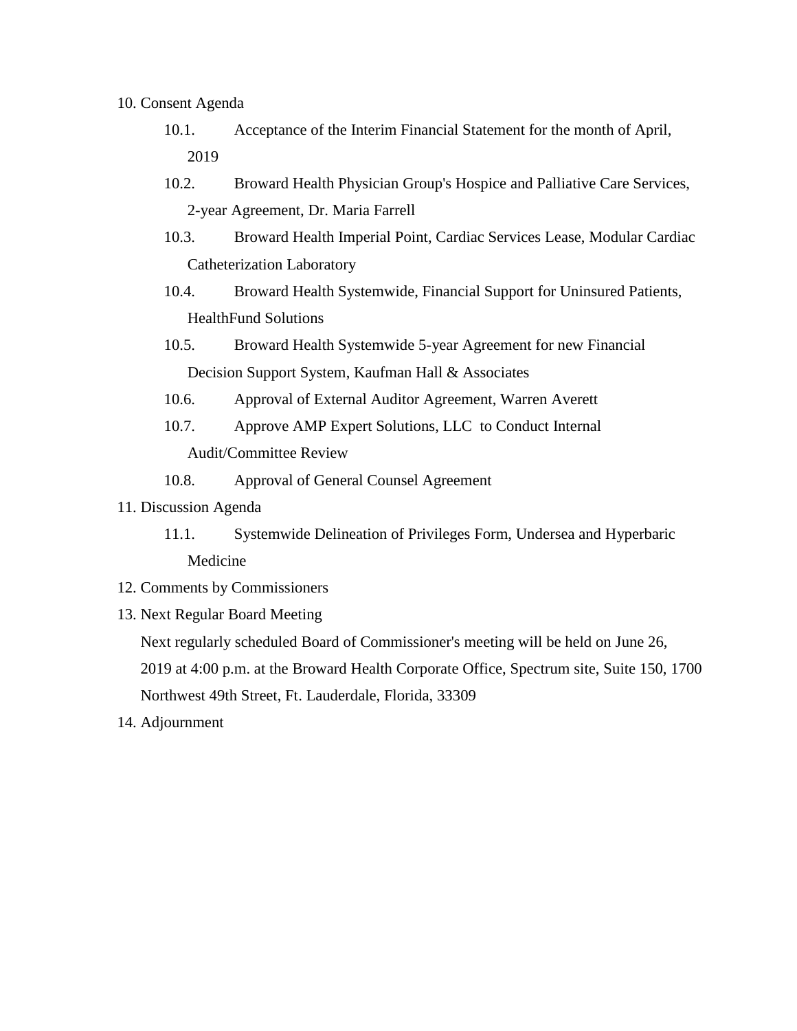10. Consent Agenda
    - 10.1. Acceptance of the Interim Financial Statement for the month of April, 2019
    - 10.2. Broward Health Physician Group's Hospice and Palliative Care Services, 2-year Agreement, Dr. Maria Farrell
    - 10.3. Broward Health Imperial Point, Cardiac Services Lease, Modular Cardiac Catheterization Laboratory
    - 10.4. Broward Health Systemwide, Financial Support for Uninsured Patients, HealthFund Solutions
    - 10.5. Broward Health Systemwide 5-year Agreement for new Financial Decision Support System, Kaufman Hall & Associates
    - 10.6. Approval of External Auditor Agreement, Warren Averett
    - 10.7. Approve AMP Expert Solutions, LLC to Conduct Internal Audit/Committee Review
    - 10.8. Approval of General Counsel Agreement
11. Discussion Agenda
    - 11.1. Systemwide Delineation of Privileges Form, Undersea and Hyperbaric Medicine
12. Comments by Commissioners
13. Next Regular Board Meeting

    Next regularly scheduled Board of Commissioner's meeting will be held on June 26, 2019 at 4:00 p.m. at the Broward Health Corporate Office, Spectrum site, Suite 150, 1700 Northwest 49th Street, Ft. Lauderdale, Florida, 33309
14. Adjournment